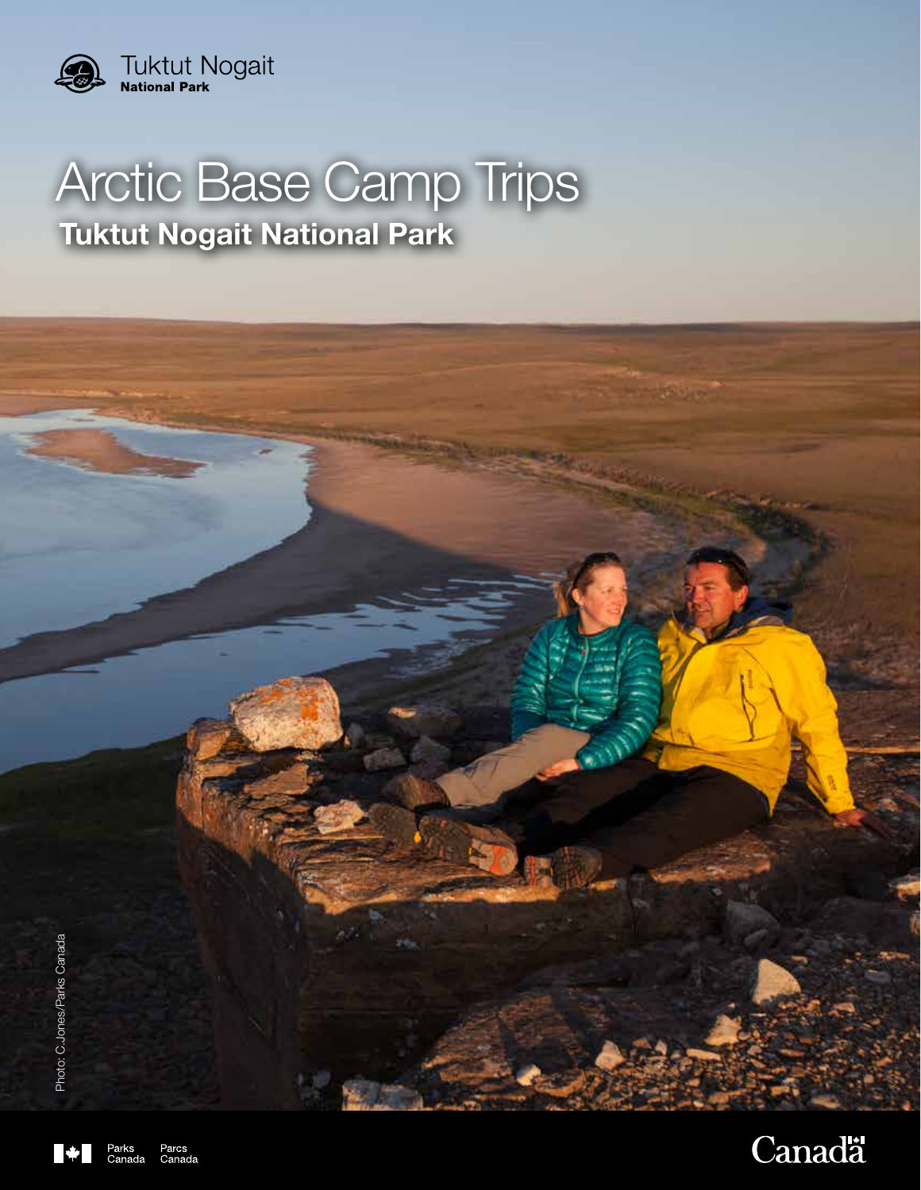Tuktut Nogait
National Park

# Arctic Base Camp Trips

## Tuktut Nogait National Park

Photo: C.Jones/Parks Canada

Parks Canada Parcs Canada

Canada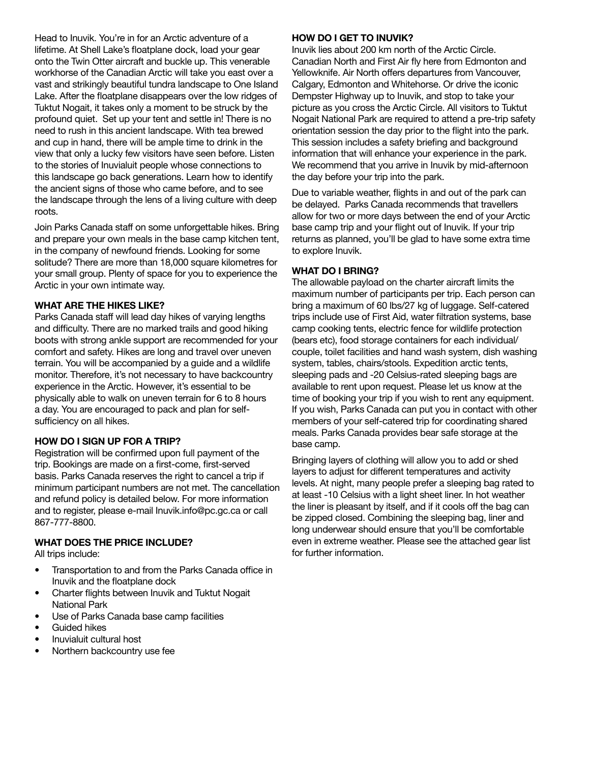Head to Inuvik. You're in for an Arctic adventure of a lifetime. At Shell Lake's floatplane dock, load your gear onto the Twin Otter aircraft and buckle up. This venerable workhorse of the Canadian Arctic will take you east over a vast and strikingly beautiful tundra landscape to One Island Lake. After the floatplane disappears over the low ridges of Tuktut Nogait, it takes only a moment to be struck by the profound quiet. Set up your tent and settle in! There is no need to rush in this ancient landscape. With tea brewed and cup in hand, there will be ample time to drink in the view that only a lucky few visitors have seen before. Listen to the stories of Inuvialuit people whose connections to this landscape go back generations. Learn how to identify the ancient signs of those who came before, and to see the landscape through the lens of a living culture with deep roots.

Join Parks Canada staff on some unforgettable hikes. Bring and prepare your own meals in the base camp kitchen tent, in the company of newfound friends. Looking for some solitude? There are more than 18,000 square kilometres for your small group. Plenty of space for you to experience the Arctic in your own intimate way.

**WHAT ARE THE HIKES LIKE?**

Parks Canada staff will lead day hikes of varying lengths and difficulty. There are no marked trails and good hiking boots with strong ankle support are recommended for your comfort and safety. Hikes are long and travel over uneven terrain. You will be accompanied by a guide and a wildlife monitor. Therefore, it's not necessary to have backcountry experience in the Arctic. However, it's essential to be physically able to walk on uneven terrain for 6 to 8 hours a day. You are encouraged to pack and plan for self-sufficiency on all hikes.

**HOW DO I SIGN UP FOR A TRIP?**

Registration will be confirmed upon full payment of the trip. Bookings are made on a first-come, first-served basis. Parks Canada reserves the right to cancel a trip if minimum participant numbers are not met. The cancellation and refund policy is detailed below. For more information and to register, please e-mail Inuvik.info@pc.gc.ca or call 867-777-8800.

**WHAT DOES THE PRICE INCLUDE?**

All trips include:

- Transportation to and from the Parks Canada office in Inuvik and the floatplane dock
- Charter flights between Inuvik and Tuktut Nogait National Park
- Use of Parks Canada base camp facilities
- Guided hikes
- Inuvialuit cultural host
- Northern backcountry use fee

**HOW DO I GET TO INUVIK?**

Inuvik lies about 200 km north of the Arctic Circle. Canadian North and First Air fly here from Edmonton and Yellowknife. Air North offers departures from Vancouver, Calgary, Edmonton and Whitehorse. Or drive the iconic Dempster Highway up to Inuvik, and stop to take your picture as you cross the Arctic Circle. All visitors to Tuktut Nogait National Park are required to attend a pre-trip safety orientation session the day prior to the flight into the park. This session includes a safety briefing and background information that will enhance your experience in the park. We recommend that you arrive in Inuvik by mid-afternoon the day before your trip into the park.

Due to variable weather, flights in and out of the park can be delayed. Parks Canada recommends that travellers allow for two or more days between the end of your Arctic base camp trip and your flight out of Inuvik. If your trip returns as planned, you'll be glad to have some extra time to explore Inuvik.

**WHAT DO I BRING?**

The allowable payload on the charter aircraft limits the maximum number of participants per trip. Each person can bring a maximum of 60 lbs/27 kg of luggage. Self-catered trips include use of First Aid, water filtration systems, base camp cooking tents, electric fence for wildlife protection (bears etc), food storage containers for each individual/couple, toilet facilities and hand wash system, dish washing system, tables, chairs/stools. Expedition arctic tents, sleeping pads and -20 Celsius-rated sleeping bags are available to rent upon request. Please let us know at the time of booking your trip if you wish to rent any equipment. If you wish, Parks Canada can put you in contact with other members of your self-catered trip for coordinating shared meals. Parks Canada provides bear safe storage at the base camp.

Bringing layers of clothing will allow you to add or shed layers to adjust for different temperatures and activity levels. At night, many people prefer a sleeping bag rated to at least -10 Celsius with a light sheet liner. In hot weather the liner is pleasant by itself, and if it cools off the bag can be zipped closed. Combining the sleeping bag, liner and long underwear should ensure that you'll be comfortable even in extreme weather. Please see the attached gear list for further information.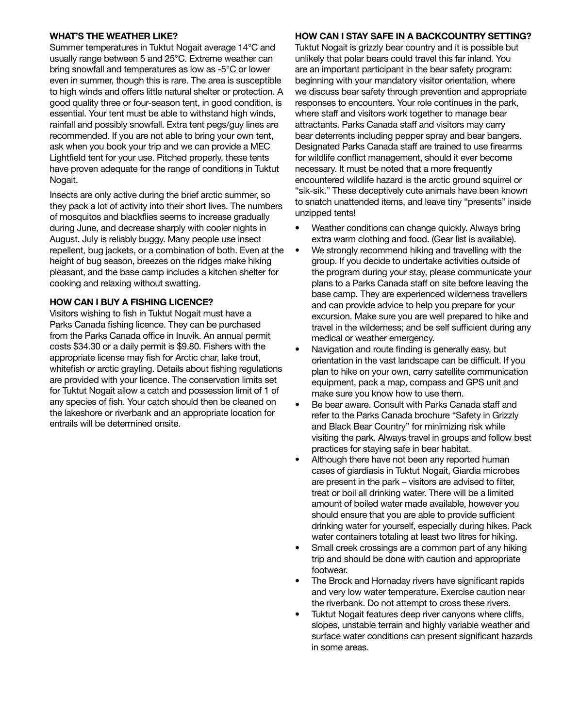### WHAT'S THE WEATHER LIKE?

Summer temperatures in Tuktut Nogait average 14°C and usually range between 5 and 25°C. Extreme weather can bring snowfall and temperatures as low as -5°C or lower even in summer, though this is rare. The area is susceptible to high winds and offers little natural shelter or protection. A good quality three or four-season tent, in good condition, is essential. Your tent must be able to withstand high winds, rainfall and possibly snowfall. Extra tent pegs/guy lines are recommended. If you are not able to bring your own tent, ask when you book your trip and we can provide a MEC Lightfield tent for your use. Pitched properly, these tents have proven adequate for the range of conditions in Tuktut Nogait.

Insects are only active during the brief arctic summer, so they pack a lot of activity into their short lives. The numbers of mosquitos and blackflies seems to increase gradually during June, and decrease sharply with cooler nights in August. July is reliably buggy. Many people use insect repellent, bug jackets, or a combination of both. Even at the height of bug season, breezes on the ridges make hiking pleasant, and the base camp includes a kitchen shelter for cooking and relaxing without swatting.

### HOW CAN I BUY A FISHING LICENCE?

Visitors wishing to fish in Tuktut Nogait must have a Parks Canada fishing licence. They can be purchased from the Parks Canada office in Inuvik. An annual permit costs $34.30 or a daily permit is $9.80. Fishers with the appropriate license may fish for Arctic char, lake trout, whitefish or arctic grayling. Details about fishing regulations are provided with your licence. The conservation limits set for Tuktut Nogait allow a catch and possession limit of 1 of any species of fish. Your catch should then be cleaned on the lakeshore or riverbank and an appropriate location for entrails will be determined onsite.

### HOW CAN I STAY SAFE IN A BACKCOUNTRY SETTING?

Tuktut Nogait is grizzly bear country and it is possible but unlikely that polar bears could travel this far inland. You are an important participant in the bear safety program: beginning with your mandatory visitor orientation, where we discuss bear safety through prevention and appropriate responses to encounters. Your role continues in the park, where staff and visitors work together to manage bear attractants. Parks Canada staff and visitors may carry bear deterrents including pepper spray and bear bangers. Designated Parks Canada staff are trained to use firearms for wildlife conflict management, should it ever become necessary. It must be noted that a more frequently encountered wildlife hazard is the arctic ground squirrel or "sik-sik." These deceptively cute animals have been known to snatch unattended items, and leave tiny "presents" inside unzipped tents!

- Weather conditions can change quickly. Always bring extra warm clothing and food. (Gear list is available).
- We strongly recommend hiking and travelling with the group. If you decide to undertake activities outside of the program during your stay, please communicate your plans to a Parks Canada staff on site before leaving the base camp. They are experienced wilderness travellers and can provide advice to help you prepare for your excursion. Make sure you are well prepared to hike and travel in the wilderness; and be self sufficient during any medical or weather emergency.
- Navigation and route finding is generally easy, but orientation in the vast landscape can be difficult. If you plan to hike on your own, carry satellite communication equipment, pack a map, compass and GPS unit and make sure you know how to use them.
- Be bear aware. Consult with Parks Canada staff and refer to the Parks Canada brochure "Safety in Grizzly and Black Bear Country" for minimizing risk while visiting the park. Always travel in groups and follow best practices for staying safe in bear habitat.
- Although there have not been any reported human cases of giardiasis in Tuktut Nogait, Giardia microbes are present in the park – visitors are advised to filter, treat or boil all drinking water. There will be a limited amount of boiled water made available, however you should ensure that you are able to provide sufficient drinking water for yourself, especially during hikes. Pack water containers totaling at least two litres for hiking.
- Small creek crossings are a common part of any hiking trip and should be done with caution and appropriate footwear.
- The Brock and Hornaday rivers have significant rapids and very low water temperature. Exercise caution near the riverbank. Do not attempt to cross these rivers.
- Tuktut Nogait features deep river canyons where cliffs, slopes, unstable terrain and highly variable weather and surface water conditions can present significant hazards in some areas.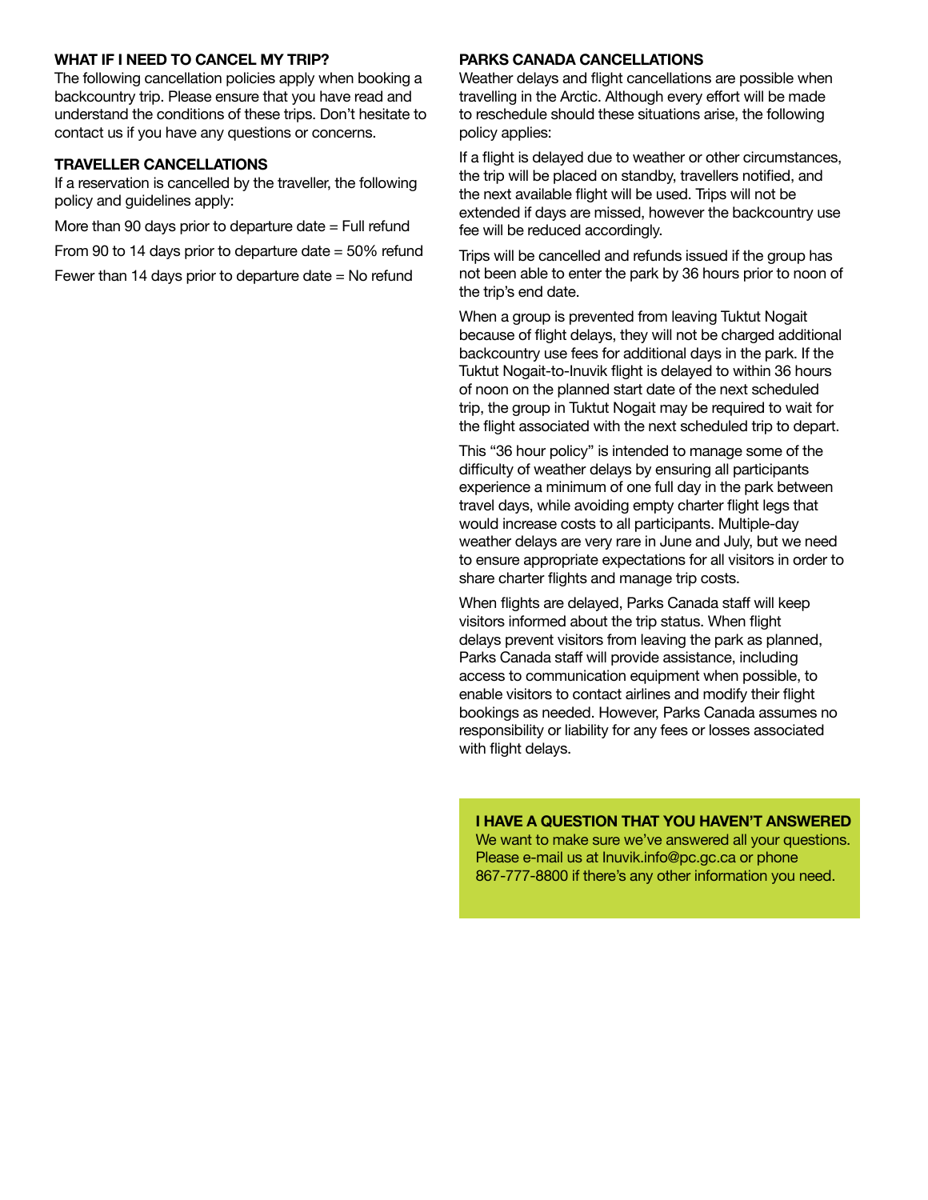## WHAT IF I NEED TO CANCEL MY TRIP?

The following cancellation policies apply when booking a backcountry trip. Please ensure that you have read and understand the conditions of these trips. Don't hesitate to contact us if you have any questions or concerns.

### TRAVELLER CANCELLATIONS

If a reservation is cancelled by the traveller, the following policy and guidelines apply:

More than 90 days prior to departure date = Full refund

From 90 to 14 days prior to departure date = 50% refund

Fewer than 14 days prior to departure date = No refund

### PARKS CANADA CANCELLATIONS

Weather delays and flight cancellations are possible when travelling in the Arctic. Although every effort will be made to reschedule should these situations arise, the following policy applies:

If a flight is delayed due to weather or other circumstances, the trip will be placed on standby, travellers notified, and the next available flight will be used. Trips will not be extended if days are missed, however the backcountry use fee will be reduced accordingly.

Trips will be cancelled and refunds issued if the group has not been able to enter the park by 36 hours prior to noon of the trip's end date.

When a group is prevented from leaving Tuktut Nogait because of flight delays, they will not be charged additional backcountry use fees for additional days in the park. If the Tuktut Nogait-to-Inuvik flight is delayed to within 36 hours of noon on the planned start date of the next scheduled trip, the group in Tuktut Nogait may be required to wait for the flight associated with the next scheduled trip to depart.

This "36 hour policy" is intended to manage some of the difficulty of weather delays by ensuring all participants experience a minimum of one full day in the park between travel days, while avoiding empty charter flight legs that would increase costs to all participants. Multiple-day weather delays are very rare in June and July, but we need to ensure appropriate expectations for all visitors in order to share charter flights and manage trip costs.

When flights are delayed, Parks Canada staff will keep visitors informed about the trip status. When flight delays prevent visitors from leaving the park as planned, Parks Canada staff will provide assistance, including access to communication equipment when possible, to enable visitors to contact airlines and modify their flight bookings as needed. However, Parks Canada assumes no responsibility or liability for any fees or losses associated with flight delays.

### I HAVE A QUESTION THAT YOU HAVEN'T ANSWERED

We want to make sure we've answered all your questions. Please e-mail us at Inuvik.info@pc.gc.ca or phone 867-777-8800 if there's any other information you need.